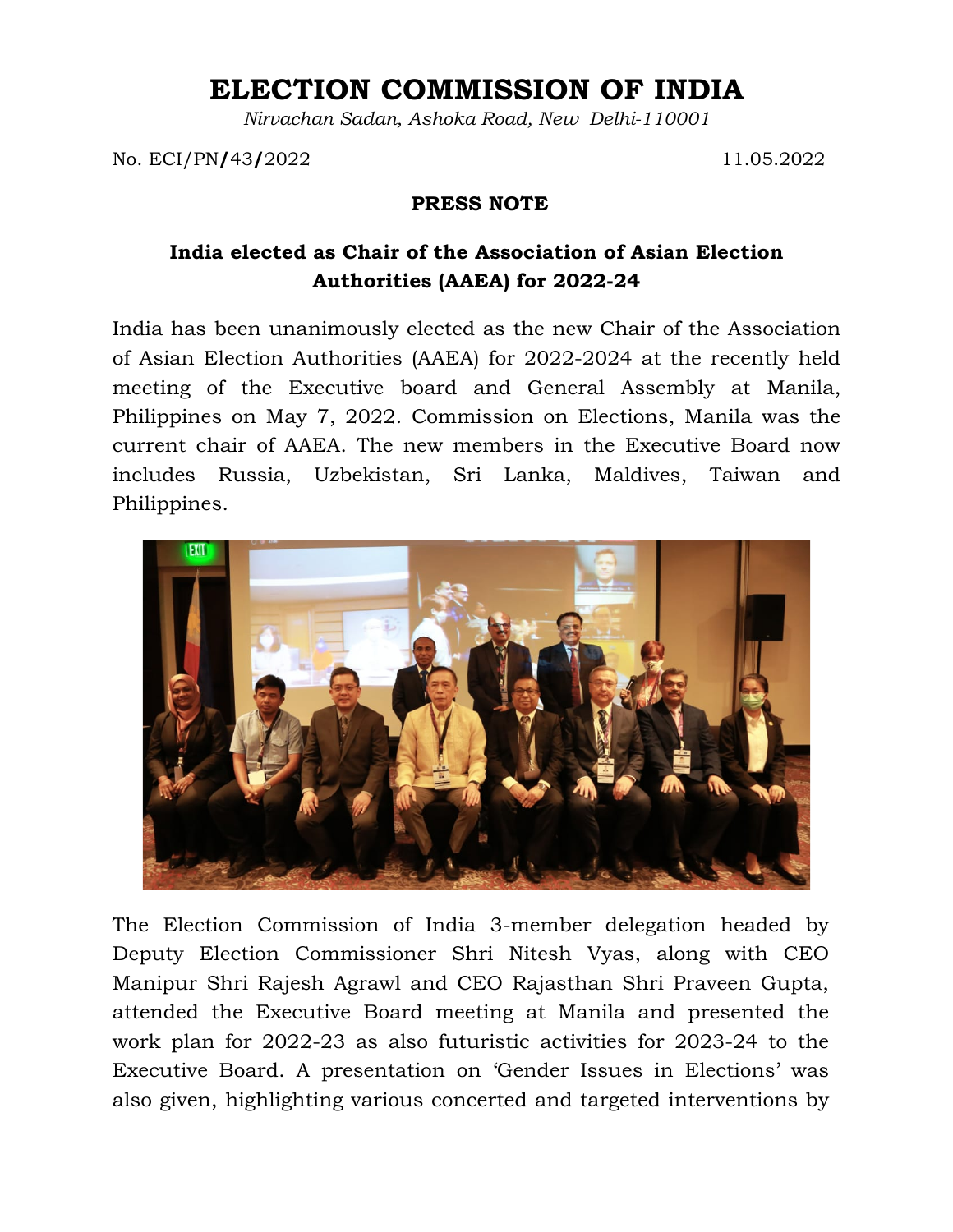# ELECTION COMMISSION OF INDIA

*Nirvachan Sadan, Ashoka Road, New Delhi-110001*

No. ECI/PN/43/2022 11.05.2022

**PRESS NOTE**

**India elected as Chair of the Association of Asian Election Authorities (AAEA) for 2022-24**

India has been unanimously elected as the new Chair of the Association of Asian Election Authorities (AAEA) for 2022-2024 at the recently held meeting of the Executive board and General Assembly at Manila, Philippines on May 7, 2022. Commission on Elections, Manila was the current chair of AAEA. The new members in the Executive Board now includes Russia, Uzbekistan, Sri Lanka, Maldives, Taiwan and Philippines.

The Election Commission of India 3-member delegation headed by Deputy Election Commissioner Shri Nitesh Vyas, along with CEO Manipur Shri Rajesh Agrawl and CEO Rajasthan Shri Praveen Gupta, attended the Executive Board meeting at Manila and presented the work plan for 2022-23 as also futuristic activities for 2023-24 to the Executive Board. A presentation on 'Gender Issues in Elections' was also given, highlighting various concerted and targeted interventions by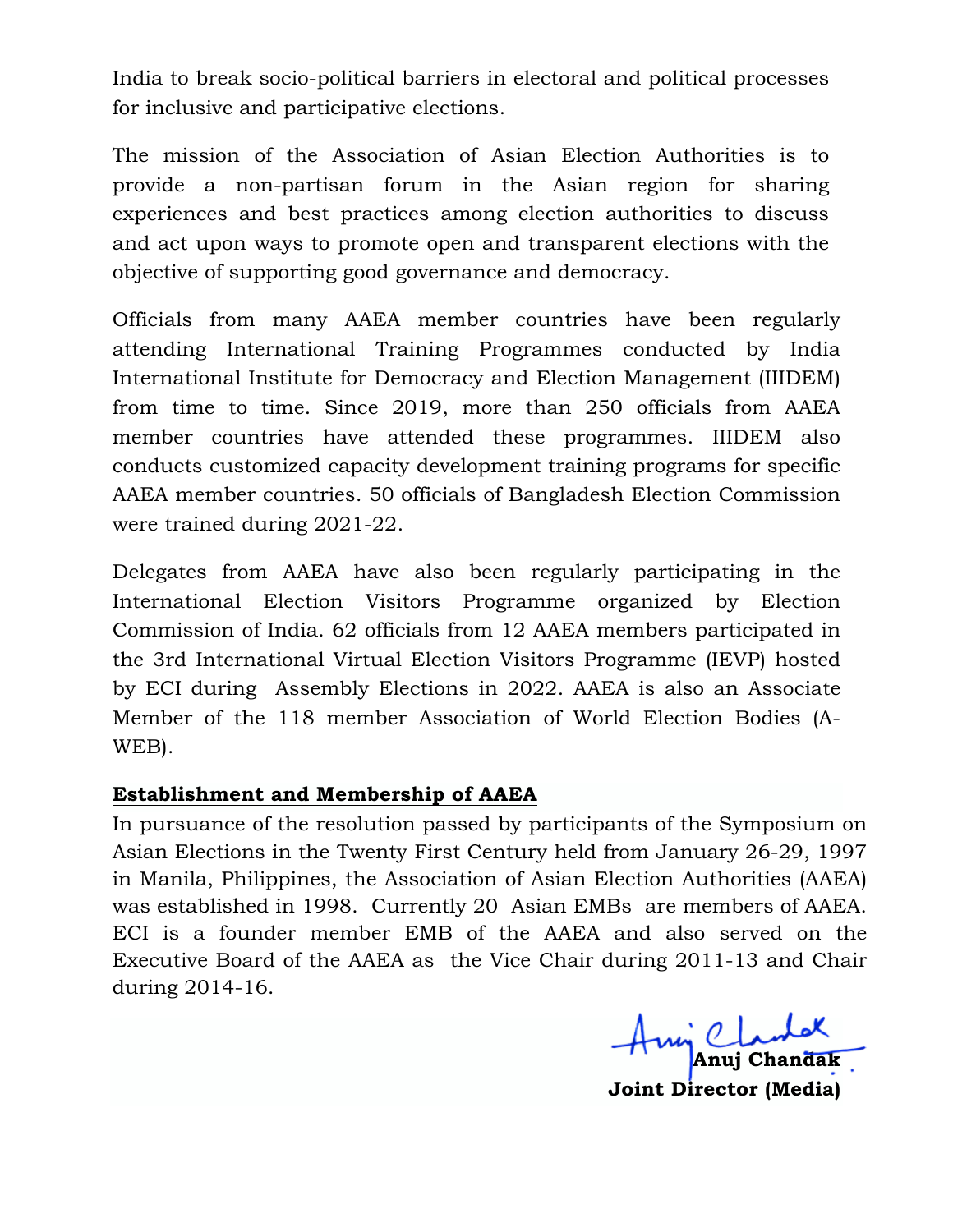India to break socio-political barriers in electoral and political processes for inclusive and participative elections.

The mission of the Association of Asian Election Authorities is to provide a non-partisan forum in the Asian region for sharing experiences and best practices among election authorities to discuss and act upon ways to promote open and transparent elections with the objective of supporting good governance and democracy.

Officials from many AAEA member countries have been regularly attending International Training Programmes conducted by India International Institute for Democracy and Election Management (IIIDEM) from time to time. Since 2019, more than 250 officials from AAEA member countries have attended these programmes. IIIDEM also conducts customized capacity development training programs for specific AAEA member countries. 50 officials of Bangladesh Election Commission were trained during 2021-22.

Delegates from AAEA have also been regularly participating in the International Election Visitors Programme organized by Election Commission of India. 62 officials from 12 AAEA members participated in the 3rd International Virtual Election Visitors Programme (IEVP) hosted by ECI during Assembly Elections in 2022. AAEA is also an Associate Member of the 118 member Association of World Election Bodies (A-WEB).

**Establishment and Membership of AAEA**

In pursuance of the resolution passed by participants of the Symposium on Asian Elections in the Twenty First Century held from January 26-29, 1997 in Manila, Philippines, the Association of Asian Election Authorities (AAEA) was established in 1998. Currently 20 Asian EMBs are members of AAEA. ECI is a founder member EMB of the AAEA and also served on the Executive Board of the AAEA as the Vice Chair during 2011-13 and Chair during 2014-16.

**Anuj Chandak**
**Joint Director (Media)**